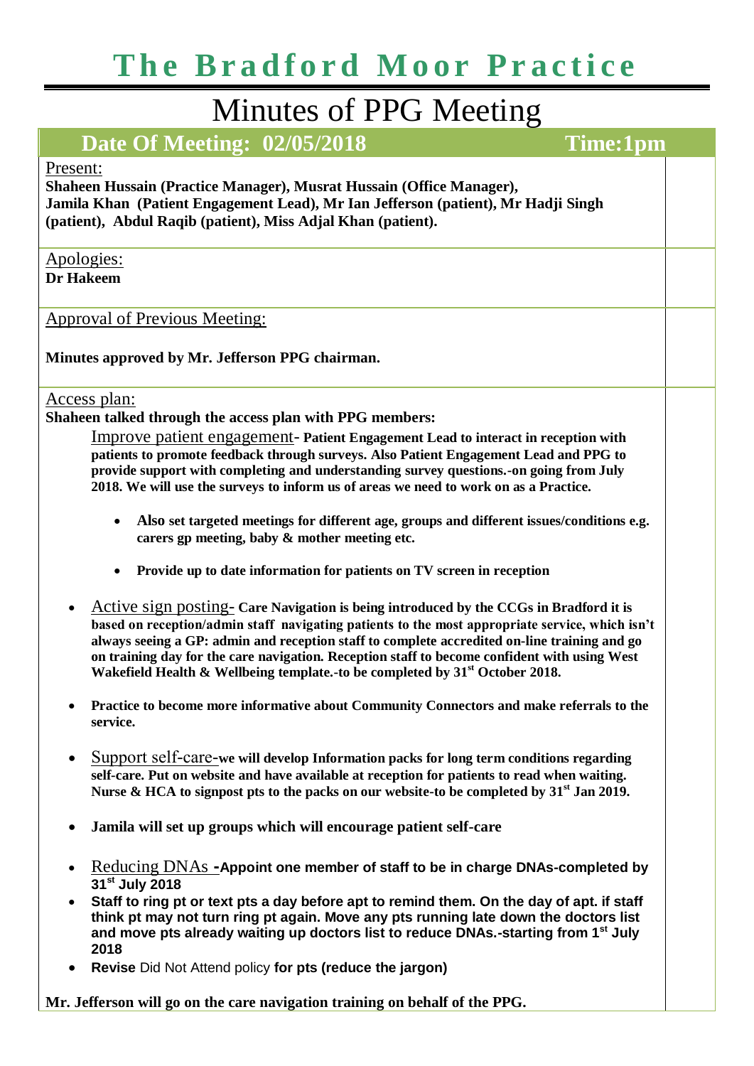# The Bradford Moor Practice

## Minutes of PPG Meeting

**Date Of Meeting: 02/05/2018** **Time:1pm**

Present:

**Shaheen Hussain (Practice Manager), Musrat Hussain (Office Manager), Jamila Khan (Patient Engagement Lead), Mr Ian Jefferson (patient), Mr Hadji Singh (patient), Abdul Raqib (patient), Miss Adjal Khan (patient).**

Apologies:

**Dr Hakeem**

Approval of Previous Meeting:

**Minutes approved by Mr. Jefferson PPG chairman.**

Access plan:

**Shaheen talked through the access plan with PPG members:**

Improve patient engagement- **Patient Engagement Lead to interact in reception with patients to promote feedback through surveys. Also Patient Engagement Lead and PPG to provide support with completing and understanding survey questions.-on going from July 2018. We will use the surveys to inform us of areas we need to work on as a Practice.**

- **Also set targeted meetings for different age, groups and different issues/conditions e.g. carers gp meeting, baby & mother meeting etc.**
- **Provide up to date information for patients on TV screen in reception**

- Active sign posting- **Care Navigation is being introduced by the CCGs in Bradford it is based on reception/admin staff navigating patients to the most appropriate service, which isn't always seeing a GP: admin and reception staff to complete accredited on-line training and go on training day for the care navigation. Reception staff to become confident with using West Wakefield Health & Wellbeing template.-to be completed by 31st October 2018.**
- **Practice to become more informative about Community Connectors and make referrals to the service.**
- Support self-care-**we will develop Information packs for long term conditions regarding self-care. Put on website and have available at reception for patients to read when waiting. Nurse & HCA to signpost pts to the packs on our website-to be completed by 31st Jan 2019.**
- **Jamila will set up groups which will encourage patient self-care**
- Reducing DNAs -**Appoint one member of staff to be in charge DNAs-completed by 31st July 2018**
- **Staff to ring pt or text pts a day before apt to remind them. On the day of apt. if staff think pt may not turn ring pt again. Move any pts running late down the doctors list and move pts already waiting up doctors list to reduce DNAs.-starting from 1st July 2018**
- **Revise** Did Not Attend policy **for pts (reduce the jargon)**

**Mr. Jefferson will go on the care navigation training on behalf of the PPG.**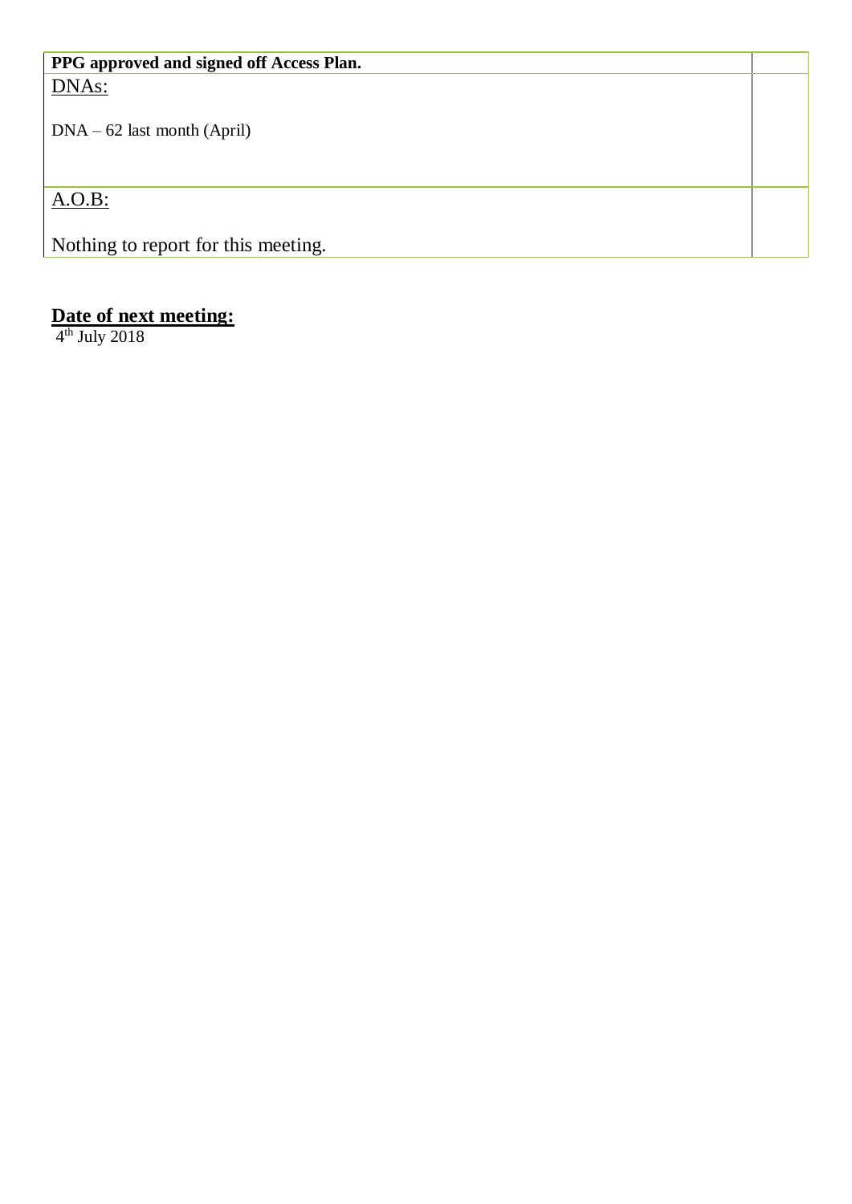| | |
|---|---|
| **PPG approved and signed off Access Plan.** | |
| <u>DNAs:</u><br><br>DNA – 62 last month (April) | |
| <u>A.O.B:</u><br><br>Nothing to report for this meeting. | |

**<u>Date of next meeting:</u>**

4th July 2018